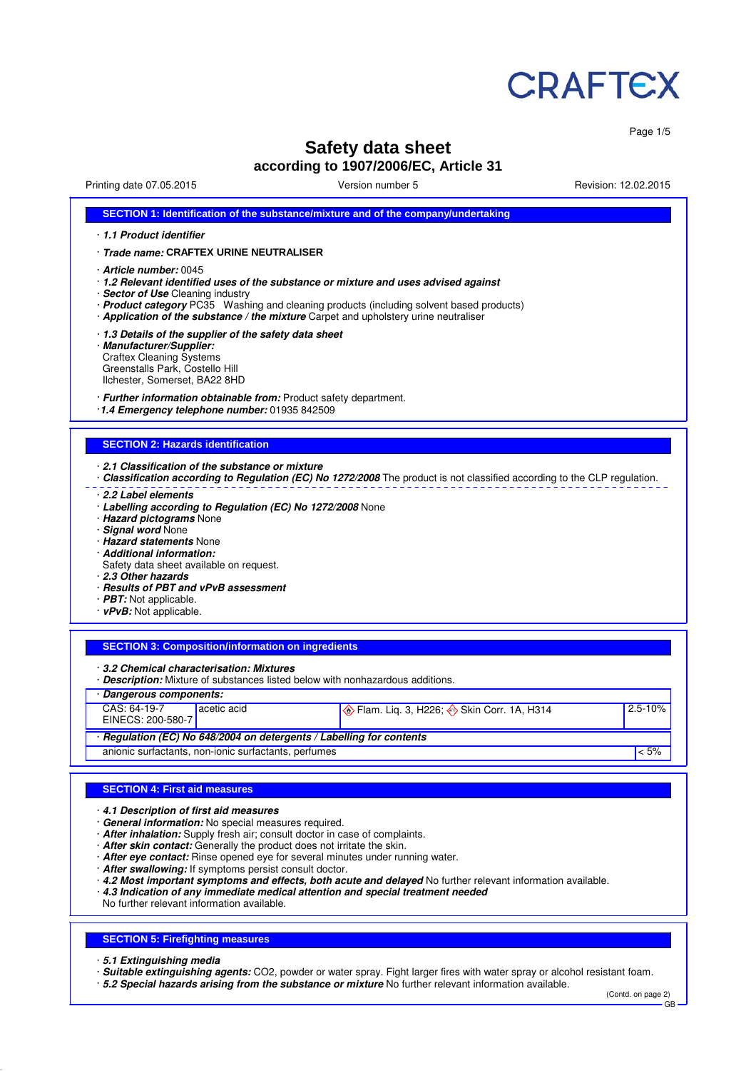CRAFTEX

# Safety data sheet

## according to 1907/2006/EC, Article 31

Printing date 07.05.2015 | Version number 5 | Revision: 12.02.2015

### SECTION 1: Identification of the substance/mixture and of the company/undertaking

· ***1.1 Product identifier***

· ***Trade name:*** **CRAFTEX URINE NEUTRALISER**

· ***Article number:*** 0045
· ***1.2 Relevant identified uses of the substance or mixture and uses advised against***
· ***Sector of Use*** Cleaning industry
· ***Product category*** PC35 Washing and cleaning products (including solvent based products)
· ***Application of the substance / the mixture*** Carpet and upholstery urine neutraliser

· ***1.3 Details of the supplier of the safety data sheet***
· ***Manufacturer/Supplier:***
Craftex Cleaning Systems
Greenstalls Park, Costello Hill
Ilchester, Somerset, BA22 8HD

· ***Further information obtainable from:*** Product safety department.
· ***1.4 Emergency telephone number:*** 01935 842509

### SECTION 2: Hazards identification

· ***2.1 Classification of the substance or mixture***
· ***Classification according to Regulation (EC) No 1272/2008*** The product is not classified according to the CLP regulation.

· ***2.2 Label elements***
· ***Labelling according to Regulation (EC) No 1272/2008*** None
· ***Hazard pictograms*** None
· ***Signal word*** None
· ***Hazard statements*** None
· ***Additional information:***
Safety data sheet available on request.
· ***2.3 Other hazards***
· ***Results of PBT and vPvB assessment***
· ***PBT:*** Not applicable.
· ***vPvB:*** Not applicable.

### SECTION 3: Composition/information on ingredients

· ***3.2 Chemical characterisation: Mixtures***
· ***Description:*** Mixture of substances listed below with nonhazardous additions.

| · ***Dangerous components:*** | | | |
|---|---|---|---|
| CAS: 64-19-7<br>EINECS: 200-580-7 | acetic acid | Flam. Liq. 3, H226; Skin Corr. 1A, H314 | 2.5-10% |
| · ***Regulation (EC) No 648/2004 on detergents / Labelling for contents*** | | | |
| anionic surfactants, non-ionic surfactants, perfumes | | | < 5% |

### SECTION 4: First aid measures

· ***4.1 Description of first aid measures***
· ***General information:*** No special measures required.
· ***After inhalation:*** Supply fresh air; consult doctor in case of complaints.
· ***After skin contact:*** Generally the product does not irritate the skin.
· ***After eye contact:*** Rinse opened eye for several minutes under running water.
· ***After swallowing:*** If symptoms persist consult doctor.
· ***4.2 Most important symptoms and effects, both acute and delayed*** No further relevant information available.
· ***4.3 Indication of any immediate medical attention and special treatment needed***
No further relevant information available.

### SECTION 5: Firefighting measures

· ***5.1 Extinguishing media***
· ***Suitable extinguishing agents:*** $CO_2$, powder or water spray. Fight larger fires with water spray or alcohol resistant foam.
· ***5.2 Special hazards arising from the substance or mixture*** No further relevant information available.

(Contd. on page 2)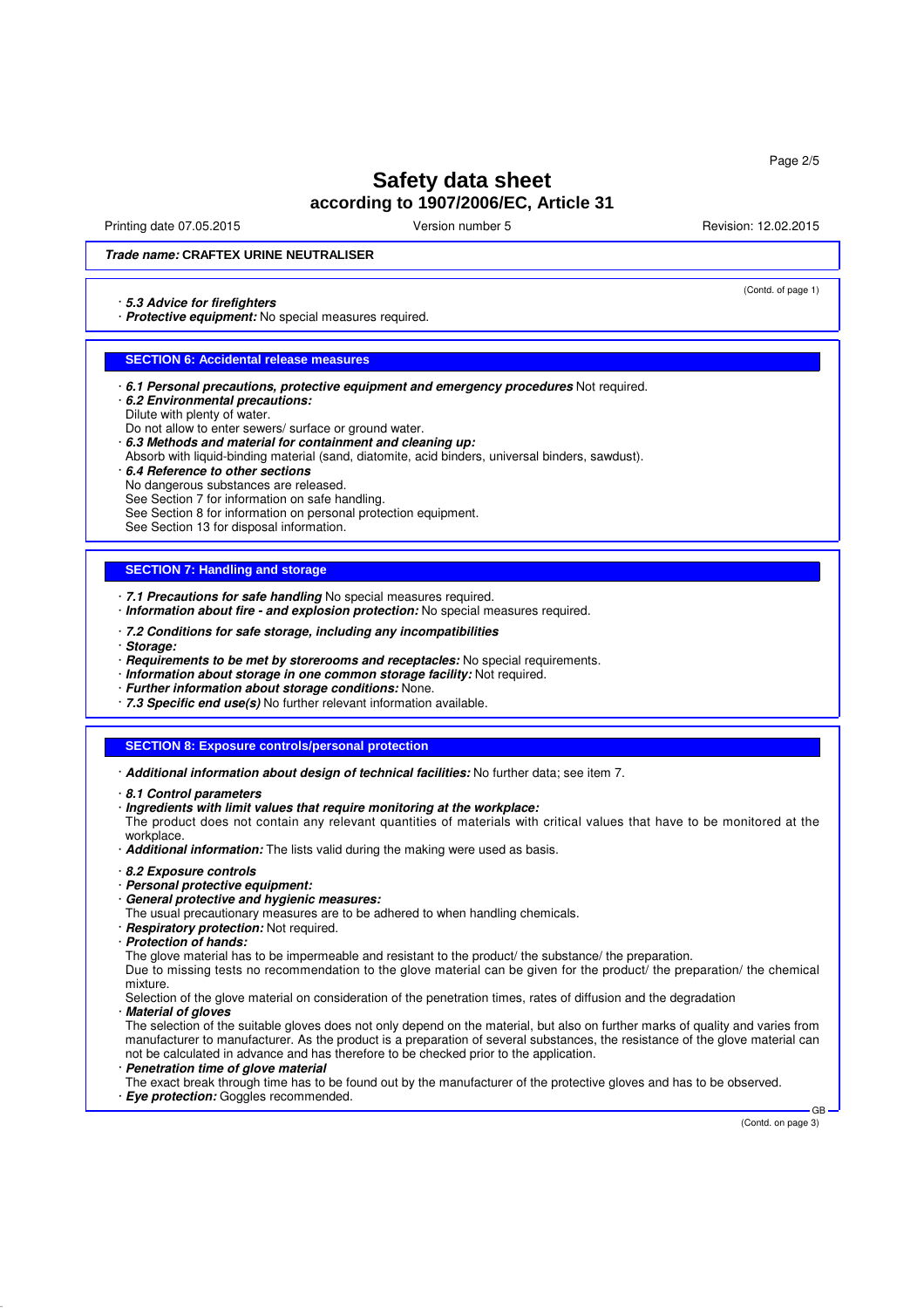**Trade name:** CRAFTEX URINE NEUTRALISER

(Contd. of page 1)

· **5.3 Advice for firefighters**
· **Protective equipment:** No special measures required.

## SECTION 6: Accidental release measures

· **6.1 Personal precautions, protective equipment and emergency procedures** Not required.
· **6.2 Environmental precautions:**
Dilute with plenty of water.
Do not allow to enter sewers/ surface or ground water.
· **6.3 Methods and material for containment and cleaning up:**
Absorb with liquid-binding material (sand, diatomite, acid binders, universal binders, sawdust).
· **6.4 Reference to other sections**
No dangerous substances are released.
See Section 7 for information on safe handling.
See Section 8 for information on personal protection equipment.
See Section 13 for disposal information.

## SECTION 7: Handling and storage

· **7.1 Precautions for safe handling** No special measures required.
· **Information about fire - and explosion protection:** No special measures required.

· **7.2 Conditions for safe storage, including any incompatibilities**
· **Storage:**
· **Requirements to be met by storerooms and receptacles:** No special requirements.
· **Information about storage in one common storage facility:** Not required.
· **Further information about storage conditions:** None.
· **7.3 Specific end use(s)** No further relevant information available.

## SECTION 8: Exposure controls/personal protection

· **Additional information about design of technical facilities:** No further data; see item 7.

· **8.1 Control parameters**
· **Ingredients with limit values that require monitoring at the workplace:**
The product does not contain any relevant quantities of materials with critical values that have to be monitored at the workplace.
· **Additional information:** The lists valid during the making were used as basis.

· **8.2 Exposure controls**
· **Personal protective equipment:**
· **General protective and hygienic measures:**
The usual precautionary measures are to be adhered to when handling chemicals.
· **Respiratory protection:** Not required.
· **Protection of hands:**
The glove material has to be impermeable and resistant to the product/ the substance/ the preparation.
Due to missing tests no recommendation to the glove material can be given for the product/ the preparation/ the chemical mixture.
Selection of the glove material on consideration of the penetration times, rates of diffusion and the degradation
· **Material of gloves**
The selection of the suitable gloves does not only depend on the material, but also on further marks of quality and varies from manufacturer to manufacturer. As the product is a preparation of several substances, the resistance of the glove material can not be calculated in advance and has therefore to be checked prior to the application.
· **Penetration time of glove material**
The exact break through time has to be found out by the manufacturer of the protective gloves and has to be observed.
· **Eye protection:** Goggles recommended.

(Contd. on page 3)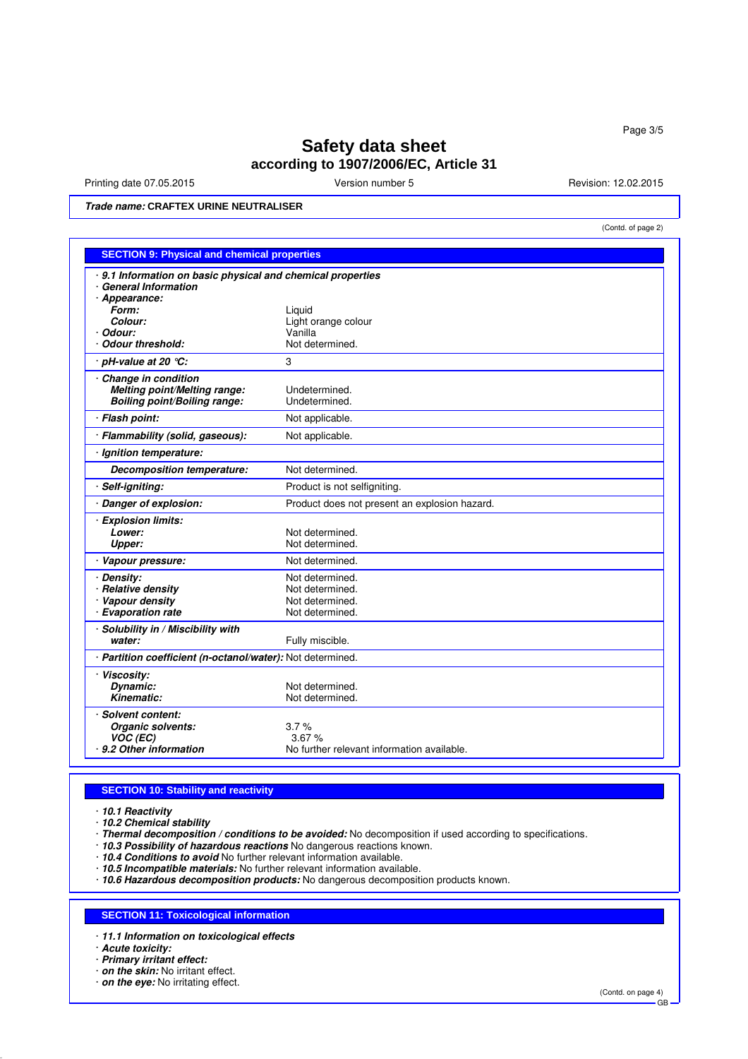**Trade name: CRAFTEX URINE NEUTRALISER**

(Contd. of page 2)

## SECTION 9: Physical and chemical properties

| Property | Value |
|---|---|
| **· 9.1 Information on basic physical and chemical properties** | |
| **· General Information** | |
| **· Appearance:** | |
| ***Form:*** | Liquid |
| ***Colour:*** | Light orange colour |
| ***· Odour:*** | Vanilla |
| ***· Odour threshold:*** | Not determined. |
| ***· pH-value at 20 °C:*** | 3 |
| ***· Change in condition*** | |
| ***Melting point/Melting range:*** | Undetermined. |
| ***Boiling point/Boiling range:*** | Undetermined. |
| ***· Flash point:*** | Not applicable. |
| ***· Flammability (solid, gaseous):*** | Not applicable. |
| ***· Ignition temperature:*** | |
| ***Decomposition temperature:*** | Not determined. |
| ***· Self-igniting:*** | Product is not selfigniting. |
| ***· Danger of explosion:*** | Product does not present an explosion hazard. |
| ***· Explosion limits:*** | |
| ***Lower:*** | Not determined. |
| ***Upper:*** | Not determined. |
| ***· Vapour pressure:*** | Not determined. |
| ***· Density:*** | Not determined. |
| ***· Relative density*** | Not determined. |
| ***· Vapour density*** | Not determined. |
| ***· Evaporation rate*** | Not determined. |
| ***· Solubility in / Miscibility with*** | |
| ***water:*** | Fully miscible. |
| ***· Partition coefficient (n-octanol/water):*** | Not determined. |
| ***· Viscosity:*** | |
| ***Dynamic:*** | Not determined. |
| ***Kinematic:*** | Not determined. |
| ***· Solvent content:*** | |
| ***Organic solvents:*** | 3.7 % |
| ***VOC (EC)*** | 3.67 % |
| ***· 9.2 Other information*** | No further relevant information available. |

## SECTION 10: Stability and reactivity

- ***10.1 Reactivity***
- ***10.2 Chemical stability***
- ***Thermal decomposition / conditions to be avoided:*** No decomposition if used according to specifications.
- ***10.3 Possibility of hazardous reactions*** No dangerous reactions known.
- ***10.4 Conditions to avoid*** No further relevant information available.
- ***10.5 Incompatible materials:*** No further relevant information available.
- ***10.6 Hazardous decomposition products:*** No dangerous decomposition products known.

## SECTION 11: Toxicological information

- ***11.1 Information on toxicological effects***
- ***Acute toxicity:***
- ***Primary irritant effect:***
- ***on the skin:*** No irritant effect.
- ***on the eye:*** No irritating effect.

(Contd. on page 4)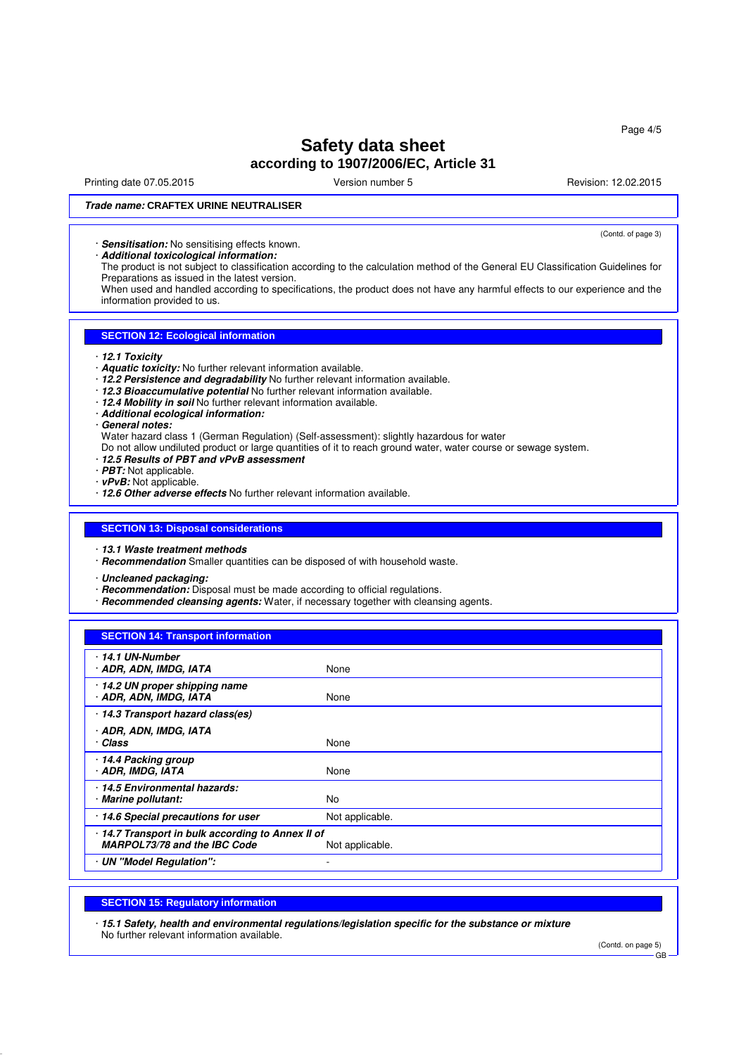# Safety data sheet
## according to 1907/2006/EC, Article 31

Printing date 07.05.2015 | Version number 5 | Revision: 12.02.2015

***Trade name:* CRAFTEX URINE NEUTRALISER**

(Contd. of page 3)

· ***Sensitisation:*** No sensitising effects known.
· ***Additional toxicological information:***
The product is not subject to classification according to the calculation method of the General EU Classification Guidelines for Preparations as issued in the latest version.
When used and handled according to specifications, the product does not have any harmful effects to our experience and the information provided to us.

## SECTION 12: Ecological information

· ***12.1 Toxicity***
· ***Aquatic toxicity:*** No further relevant information available.
· ***12.2 Persistence and degradability*** No further relevant information available.
· ***12.3 Bioaccumulative potential*** No further relevant information available.
· ***12.4 Mobility in soil*** No further relevant information available.
· ***Additional ecological information:***
· ***General notes:***
Water hazard class 1 (German Regulation) (Self-assessment): slightly hazardous for water
Do not allow undiluted product or large quantities of it to reach ground water, water course or sewage system.
· ***12.5 Results of PBT and vPvB assessment***
· ***PBT:*** Not applicable.
· ***vPvB:*** Not applicable.
· ***12.6 Other adverse effects*** No further relevant information available.

## SECTION 13: Disposal considerations

· ***13.1 Waste treatment methods***
· ***Recommendation*** Smaller quantities can be disposed of with household waste.

· ***Uncleaned packaging:***
· ***Recommendation:*** Disposal must be made according to official regulations.
· ***Recommended cleansing agents:*** Water, if necessary together with cleansing agents.

## SECTION 14: Transport information

| | |
|---|---|
| · ***14.1 UN-Number***<br>· ***ADR, ADN, IMDG, IATA*** | None |
| · ***14.2 UN proper shipping name***<br>· ***ADR, ADN, IMDG, IATA*** | None |
| · ***14.3 Transport hazard class(es)***<br>· ***ADR, ADN, IMDG, IATA***<br>· ***Class*** | None |
| · ***14.4 Packing group***<br>· ***ADR, IMDG, IATA*** | None |
| · ***14.5 Environmental hazards:***<br>· ***Marine pollutant:*** | No |
| · ***14.6 Special precautions for user*** | Not applicable. |
| · ***14.7 Transport in bulk according to Annex II of MARPOL73/78 and the IBC Code*** | Not applicable. |
| · ***UN "Model Regulation":*** | - |

## SECTION 15: Regulatory information

· ***15.1 Safety, health and environmental regulations/legislation specific for the substance or mixture***
No further relevant information available.

(Contd. on page 5)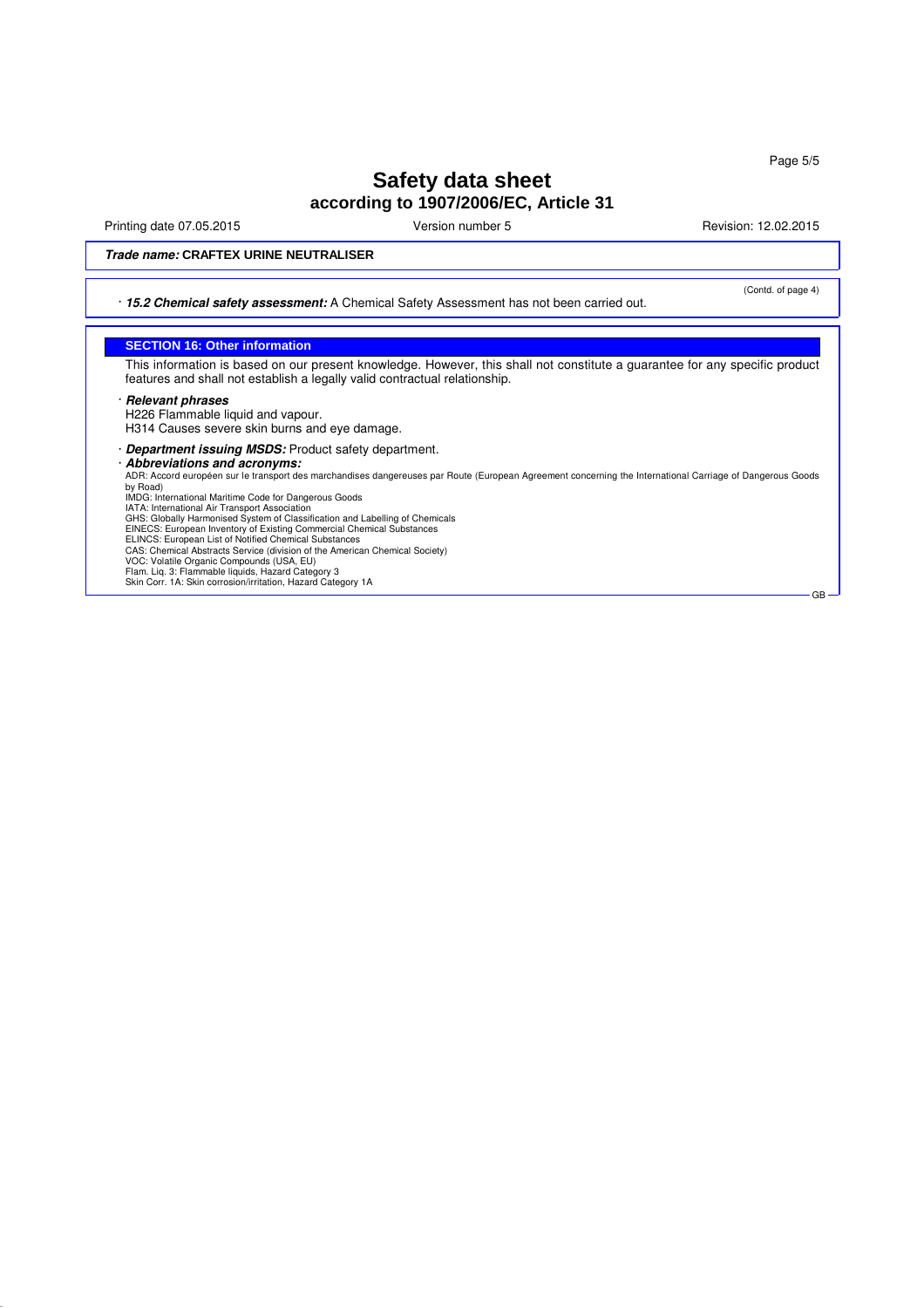(Contd. of page 4)

· **15.2 Chemical safety assessment:** A Chemical Safety Assessment has not been carried out.

## SECTION 16: Other information

This information is based on our present knowledge. However, this shall not constitute a guarantee for any specific product features and shall not establish a legally valid contractual relationship.

· ***Relevant phrases***
H226 Flammable liquid and vapour.
H314 Causes severe skin burns and eye damage.

· ***Department issuing MSDS:*** Product safety department.

· ***Abbreviations and acronyms:***
ADR: Accord européen sur le transport des marchandises dangereuses par Route (European Agreement concerning the International Carriage of Dangerous Goods by Road)
IMDG: International Maritime Code for Dangerous Goods
IATA: International Air Transport Association
GHS: Globally Harmonised System of Classification and Labelling of Chemicals
EINECS: European Inventory of Existing Commercial Chemical Substances
ELINCS: European List of Notified Chemical Substances
CAS: Chemical Abstracts Service (division of the American Chemical Society)
VOC: Volatile Organic Compounds (USA, EU)
Flam. Liq. 3: Flammable liquids, Hazard Category 3
Skin Corr. 1A: Skin corrosion/irritation, Hazard Category 1A

GB